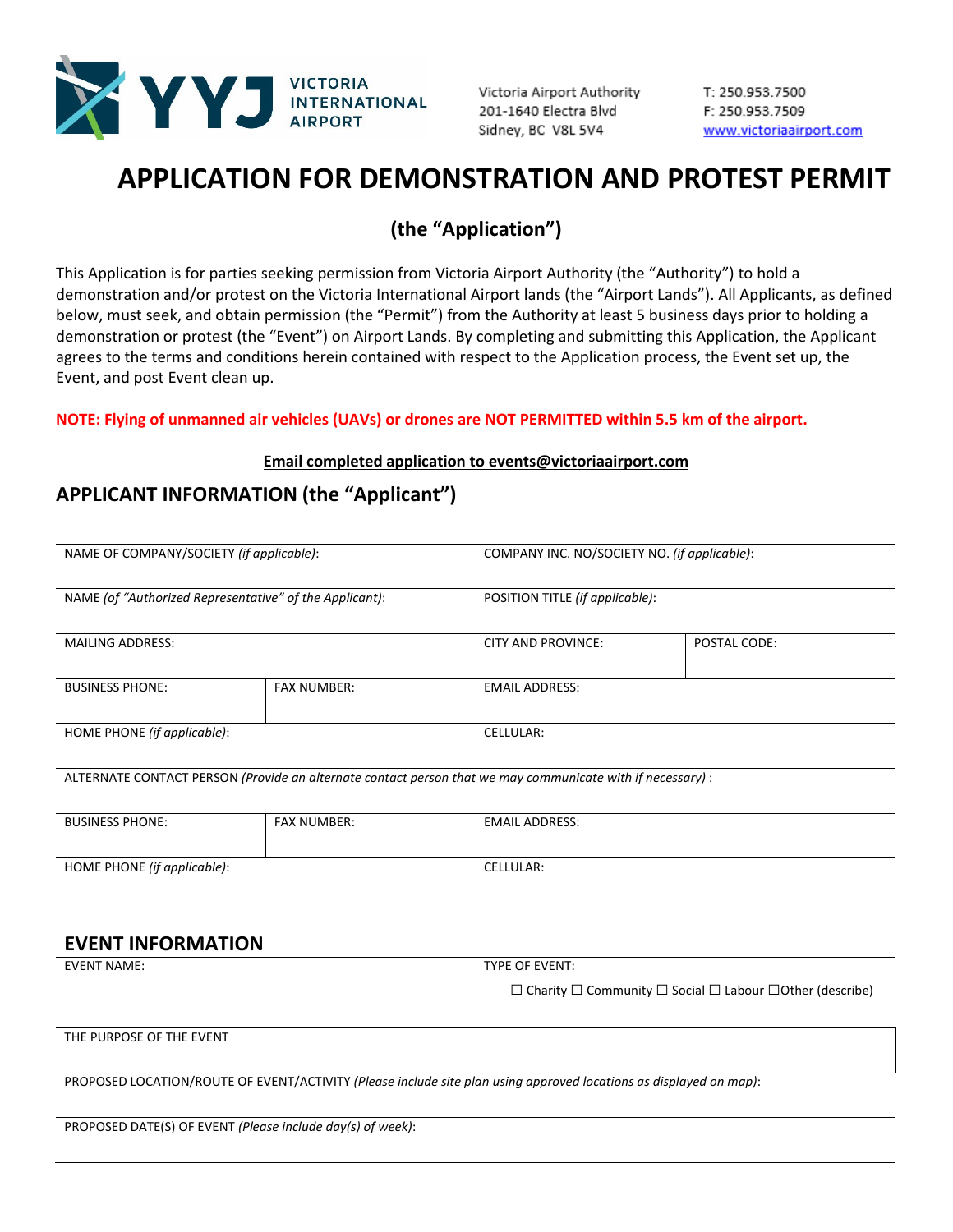YYJ VICTORIA INTERNATIONAL AIRPORT

Victoria Airport Authority
201-1640 Electra Blvd
Sidney, BC V8L 5V4

T: 250.953.7500
F: 250.953.7509
www.victoriaairport.com

# APPLICATION FOR DEMONSTRATION AND PROTEST PERMIT

## (the "Application")

This Application is for parties seeking permission from Victoria Airport Authority (the "Authority") to hold a demonstration and/or protest on the Victoria International Airport lands (the "Airport Lands"). All Applicants, as defined below, must seek, and obtain permission (the "Permit") from the Authority at least 5 business days prior to holding a demonstration or protest (the "Event") on Airport Lands. By completing and submitting this Application, the Applicant agrees to the terms and conditions herein contained with respect to the Application process, the Event set up, the Event, and post Event clean up.

**NOTE: Flying of unmanned air vehicles (UAVs) or drones are NOT PERMITTED within 5.5 km of the airport.**

**Email completed application to events@victoriaairport.com**

## APPLICANT INFORMATION (the "Applicant")

| | | | |
|---|---|---|---|
| NAME OF COMPANY/SOCIETY *(if applicable)*: | | COMPANY INC. NO/SOCIETY NO. *(if applicable)*: | |
| NAME *(of "Authorized Representative" of the Applicant)*: | | POSITION TITLE *(if applicable)*: | |
| MAILING ADDRESS: | | CITY AND PROVINCE: | POSTAL CODE: |
| BUSINESS PHONE: | FAX NUMBER: | EMAIL ADDRESS: | |
| HOME PHONE *(if applicable)*: | | CELLULAR: | |
| ALTERNATE CONTACT PERSON *(Provide an alternate contact person that we may communicate with if necessary)* : | | | |
| BUSINESS PHONE: | FAX NUMBER: | EMAIL ADDRESS: | |
| HOME PHONE *(if applicable)*: | | CELLULAR: | |

## EVENT INFORMATION

| | |
|---|---|
| EVENT NAME: | TYPE OF EVENT:<br>☐ Charity ☐ Community ☐ Social ☐ Labour ☐Other (describe) |
| THE PURPOSE OF THE EVENT | |
| PROPOSED LOCATION/ROUTE OF EVENT/ACTIVITY *(Please include site plan using approved locations as displayed on map)*: | |
| PROPOSED DATE(S) OF EVENT *(Please include day(s) of week)*: | |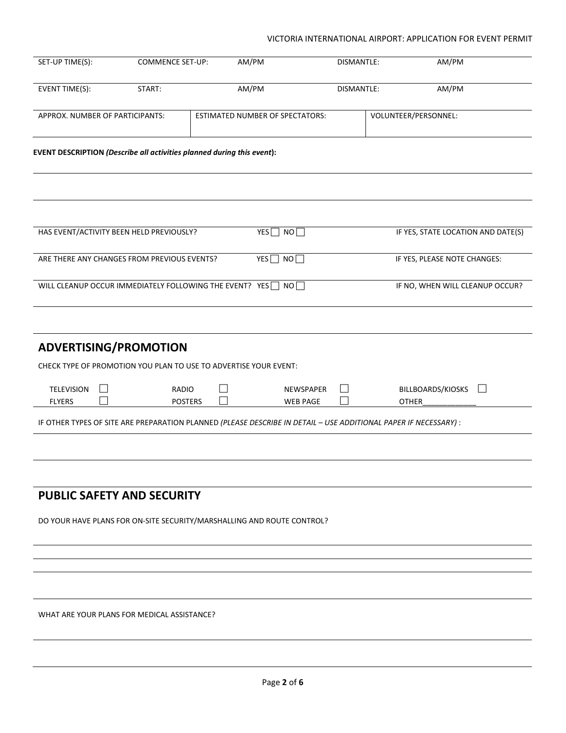| SET-UP TIME(S): | COMMENCE SET-UP: | AM/PM | DISMANTLE: | AM/PM |
|---|---|---|---|---|
| EVENT TIME(S): | START: | AM/PM | DISMANTLE: | AM/PM |

| APPROX. NUMBER OF PARTICIPANTS: | ESTIMATED NUMBER OF SPECTATORS: | VOLUNTEER/PERSONNEL: |
|---|---|---|
| | | |

**EVENT DESCRIPTION** ***(Describe all activities planned during this event)*****:**

| | | |
|---|---|---|
| HAS EVENT/ACTIVITY BEEN HELD PREVIOUSLY? | YES ☐ NO ☐ | IF YES, STATE LOCATION AND DATE(S) |
| ARE THERE ANY CHANGES FROM PREVIOUS EVENTS? | YES ☐ NO ☐ | IF YES, PLEASE NOTE CHANGES: |
| WILL CLEANUP OCCUR IMMEDIATELY FOLLOWING THE EVENT? | YES ☐ NO ☐ | IF NO, WHEN WILL CLEANUP OCCUR? |

## ADVERTISING/PROMOTION

CHECK TYPE OF PROMOTION YOU PLAN TO USE TO ADVERTISE YOUR EVENT:

| | | | |
|---|---|---|---|
| TELEVISION ☐ | RADIO ☐ | NEWSPAPER ☐ | BILLBOARDS/KIOSKS ☐ |
| FLYERS ☐ | POSTERS ☐ | WEB PAGE ☐ | OTHER_____________ |

IF OTHER TYPES OF SITE ARE PREPARATION PLANNED *(PLEASE DESCRIBE IN DETAIL – USE ADDITIONAL PAPER IF NECESSARY)* :

## PUBLIC SAFETY AND SECURITY

DO YOUR HAVE PLANS FOR ON-SITE SECURITY/MARSHALLING AND ROUTE CONTROL?

WHAT ARE YOUR PLANS FOR MEDICAL ASSISTANCE?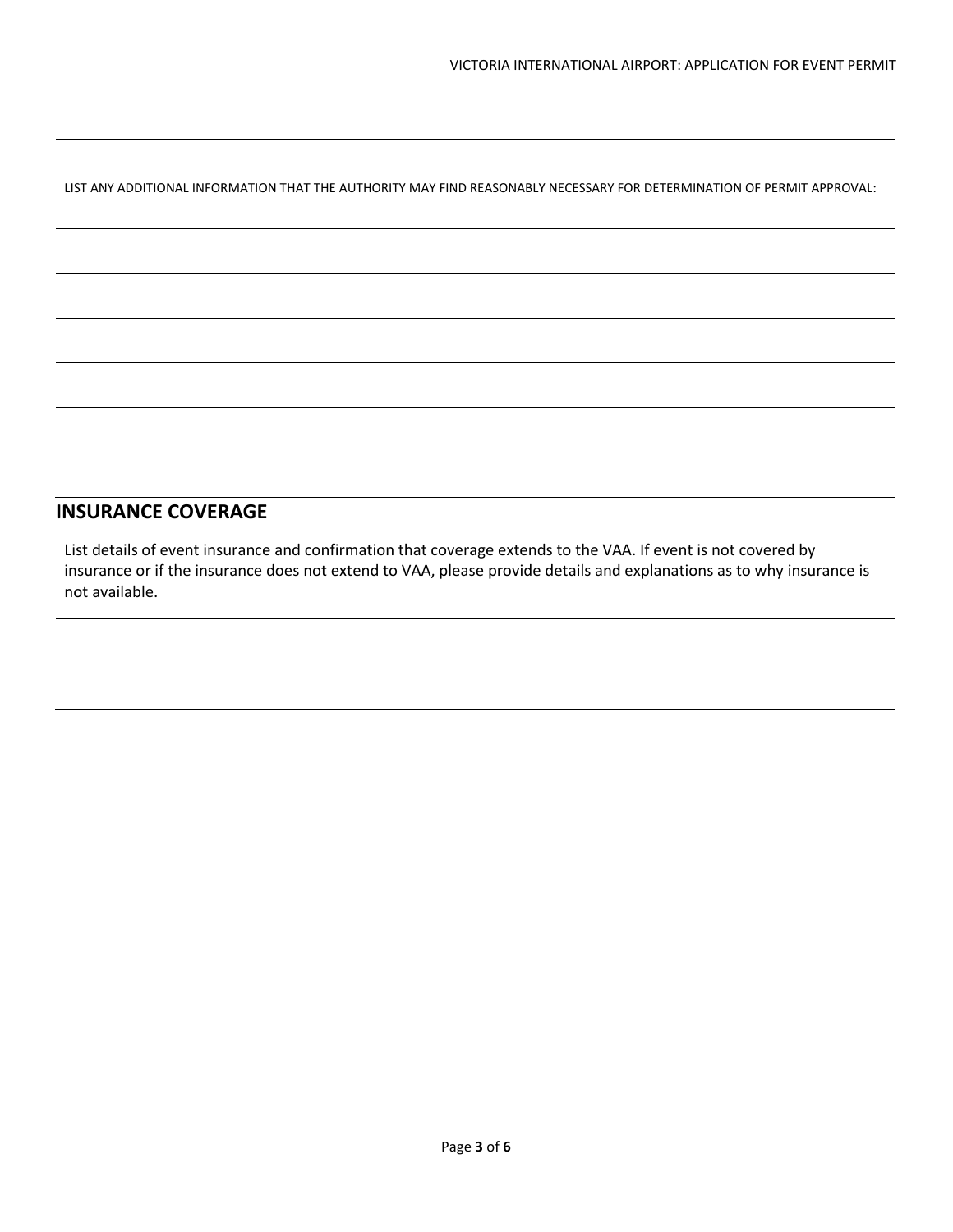LIST ANY ADDITIONAL INFORMATION THAT THE AUTHORITY MAY FIND REASONABLY NECESSARY FOR DETERMINATION OF PERMIT APPROVAL:

## INSURANCE COVERAGE

List details of event insurance and confirmation that coverage extends to the VAA. If event is not covered by insurance or if the insurance does not extend to VAA, please provide details and explanations as to why insurance is not available.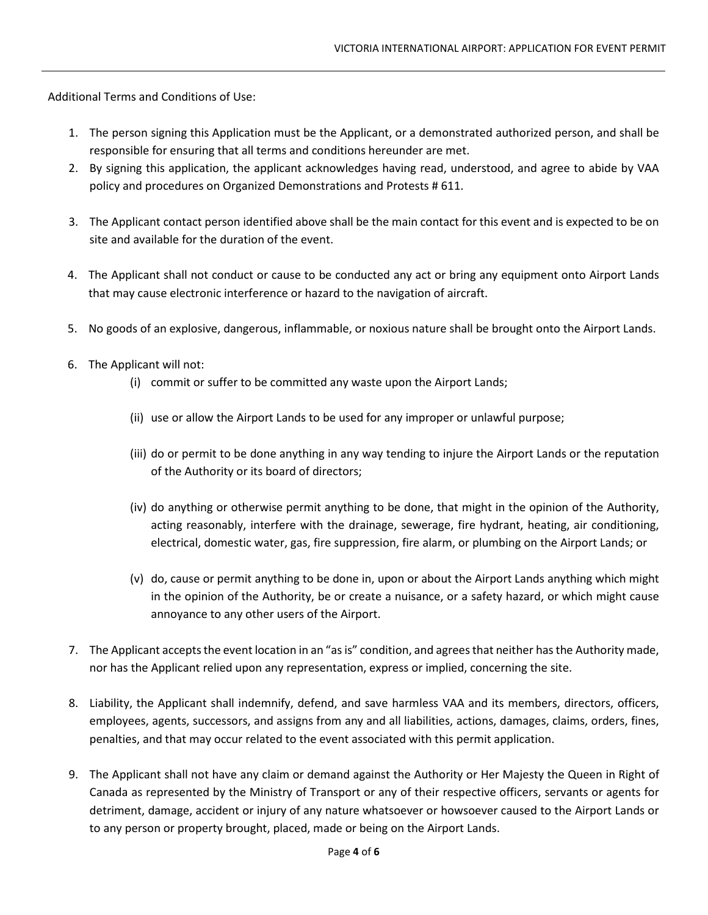Additional Terms and Conditions of Use:

1. The person signing this Application must be the Applicant, or a demonstrated authorized person, and shall be responsible for ensuring that all terms and conditions hereunder are met.
2. By signing this application, the applicant acknowledges having read, understood, and agree to abide by VAA policy and procedures on Organized Demonstrations and Protests # 611.
3. The Applicant contact person identified above shall be the main contact for this event and is expected to be on site and available for the duration of the event.
4. The Applicant shall not conduct or cause to be conducted any act or bring any equipment onto Airport Lands that may cause electronic interference or hazard to the navigation of aircraft.
5. No goods of an explosive, dangerous, inflammable, or noxious nature shall be brought onto the Airport Lands.
6. The Applicant will not:
   (i) commit or suffer to be committed any waste upon the Airport Lands;

   (ii) use or allow the Airport Lands to be used for any improper or unlawful purpose;

   (iii) do or permit to be done anything in any way tending to injure the Airport Lands or the reputation of the Authority or its board of directors;

   (iv) do anything or otherwise permit anything to be done, that might in the opinion of the Authority, acting reasonably, interfere with the drainage, sewerage, fire hydrant, heating, air conditioning, electrical, domestic water, gas, fire suppression, fire alarm, or plumbing on the Airport Lands; or

   (v) do, cause or permit anything to be done in, upon or about the Airport Lands anything which might in the opinion of the Authority, be or create a nuisance, or a safety hazard, or which might cause annoyance to any other users of the Airport.
7. The Applicant accepts the event location in an "as is" condition, and agrees that neither has the Authority made, nor has the Applicant relied upon any representation, express or implied, concerning the site.
8. Liability, the Applicant shall indemnify, defend, and save harmless VAA and its members, directors, officers, employees, agents, successors, and assigns from any and all liabilities, actions, damages, claims, orders, fines, penalties, and that may occur related to the event associated with this permit application.
9. The Applicant shall not have any claim or demand against the Authority or Her Majesty the Queen in Right of Canada as represented by the Ministry of Transport or any of their respective officers, servants or agents for detriment, damage, accident or injury of any nature whatsoever or howsoever caused to the Airport Lands or to any person or property brought, placed, made or being on the Airport Lands.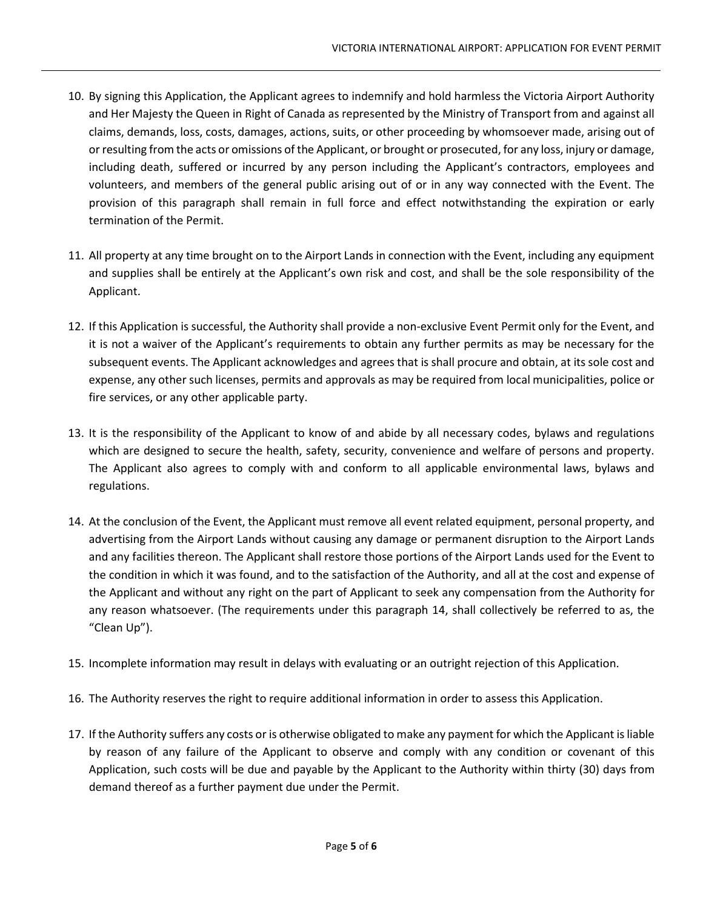10. By signing this Application, the Applicant agrees to indemnify and hold harmless the Victoria Airport Authority and Her Majesty the Queen in Right of Canada as represented by the Ministry of Transport from and against all claims, demands, loss, costs, damages, actions, suits, or other proceeding by whomsoever made, arising out of or resulting from the acts or omissions of the Applicant, or brought or prosecuted, for any loss, injury or damage, including death, suffered or incurred by any person including the Applicant's contractors, employees and volunteers, and members of the general public arising out of or in any way connected with the Event. The provision of this paragraph shall remain in full force and effect notwithstanding the expiration or early termination of the Permit.

11. All property at any time brought on to the Airport Lands in connection with the Event, including any equipment and supplies shall be entirely at the Applicant's own risk and cost, and shall be the sole responsibility of the Applicant.

12. If this Application is successful, the Authority shall provide a non-exclusive Event Permit only for the Event, and it is not a waiver of the Applicant's requirements to obtain any further permits as may be necessary for the subsequent events. The Applicant acknowledges and agrees that is shall procure and obtain, at its sole cost and expense, any other such licenses, permits and approvals as may be required from local municipalities, police or fire services, or any other applicable party.

13. It is the responsibility of the Applicant to know of and abide by all necessary codes, bylaws and regulations which are designed to secure the health, safety, security, convenience and welfare of persons and property. The Applicant also agrees to comply with and conform to all applicable environmental laws, bylaws and regulations.

14. At the conclusion of the Event, the Applicant must remove all event related equipment, personal property, and advertising from the Airport Lands without causing any damage or permanent disruption to the Airport Lands and any facilities thereon. The Applicant shall restore those portions of the Airport Lands used for the Event to the condition in which it was found, and to the satisfaction of the Authority, and all at the cost and expense of the Applicant and without any right on the part of Applicant to seek any compensation from the Authority for any reason whatsoever. (The requirements under this paragraph 14, shall collectively be referred to as, the "Clean Up").

15. Incomplete information may result in delays with evaluating or an outright rejection of this Application.

16. The Authority reserves the right to require additional information in order to assess this Application.

17. If the Authority suffers any costs or is otherwise obligated to make any payment for which the Applicant is liable by reason of any failure of the Applicant to observe and comply with any condition or covenant of this Application, such costs will be due and payable by the Applicant to the Authority within thirty (30) days from demand thereof as a further payment due under the Permit.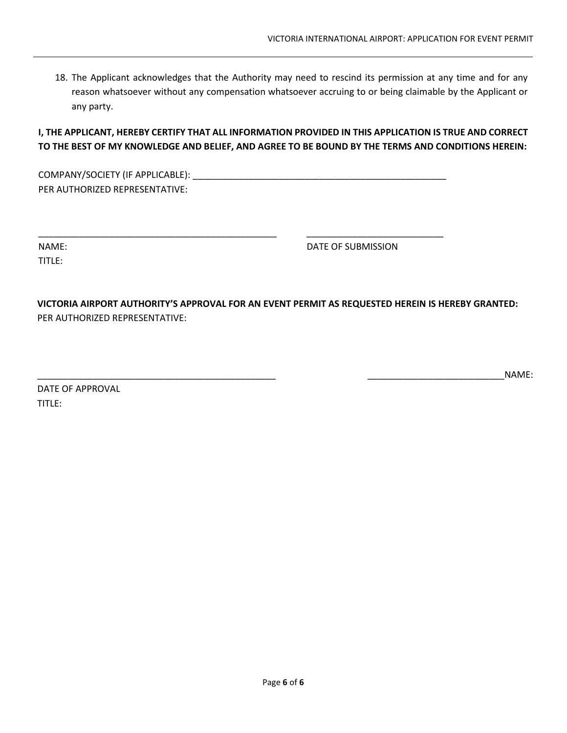18. The Applicant acknowledges that the Authority may need to rescind its permission at any time and for any reason whatsoever without any compensation whatsoever accruing to or being claimable by the Applicant or any party.

**I, THE APPLICANT, HEREBY CERTIFY THAT ALL INFORMATION PROVIDED IN THIS APPLICATION IS TRUE AND CORRECT TO THE BEST OF MY KNOWLEDGE AND BELIEF, AND AGREE TO BE BOUND BY THE TERMS AND CONDITIONS HEREIN:**

COMPANY/SOCIETY (IF APPLICABLE): ____________________________________________________
PER AUTHORIZED REPRESENTATIVE:

_________________________________________________ ___________________________

NAME: DATE OF SUBMISSION

TITLE:

**VICTORIA AIRPORT AUTHORITY'S APPROVAL FOR AN EVENT PERMIT AS REQUESTED HEREIN IS HEREBY GRANTED:**
PER AUTHORIZED REPRESENTATIVE:

_________________________________________________ ___________________________NAME:

DATE OF APPROVAL

TITLE: